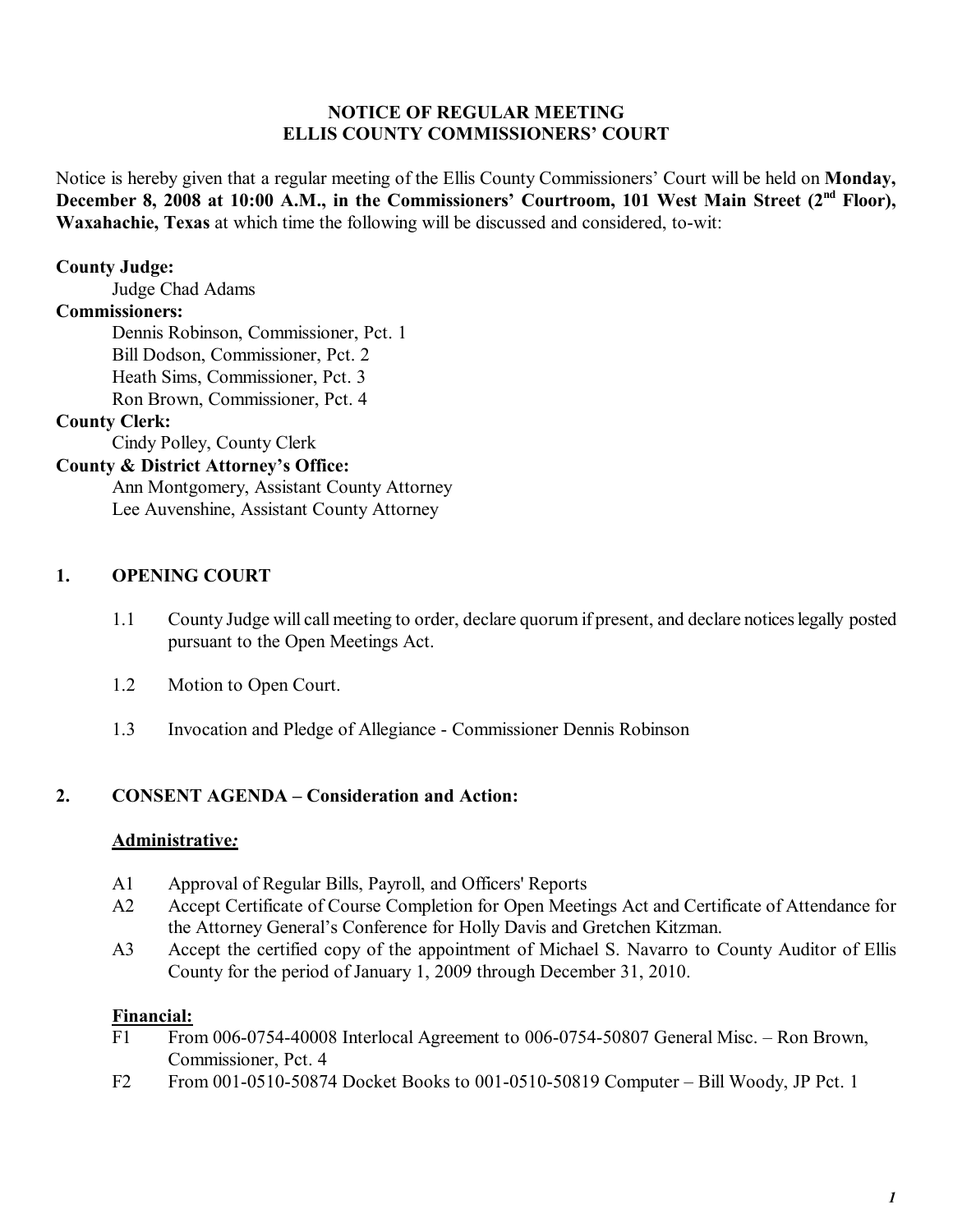# NOTICE OF REGULAR MEETING
# ELLIS COUNTY COMMISSIONERS' COURT

Notice is hereby given that a regular meeting of the Ellis County Commissioners' Court will be held on **Monday, December 8, 2008 at 10:00 A.M., in the Commissioners' Courtroom, 101 West Main Street (2nd Floor), Waxahachie, Texas** at which time the following will be discussed and considered, to-wit:

**County Judge:**
Judge Chad Adams

**Commissioners:**
Dennis Robinson, Commissioner, Pct. 1
Bill Dodson, Commissioner, Pct. 2
Heath Sims, Commissioner, Pct. 3
Ron Brown, Commissioner, Pct. 4

**County Clerk:**
Cindy Polley, County Clerk

**County & District Attorney's Office:**
Ann Montgomery, Assistant County Attorney
Lee Auvenshine, Assistant County Attorney

## 1. OPENING COURT

1.1 County Judge will call meeting to order, declare quorum if present, and declare notices legally posted pursuant to the Open Meetings Act.

1.2 Motion to Open Court.

1.3 Invocation and Pledge of Allegiance - Commissioner Dennis Robinson

## 2. CONSENT AGENDA – Consideration and Action:

### Administrative*:*

A1 Approval of Regular Bills, Payroll, and Officers' Reports

A2 Accept Certificate of Course Completion for Open Meetings Act and Certificate of Attendance for the Attorney General's Conference for Holly Davis and Gretchen Kitzman.

A3 Accept the certified copy of the appointment of Michael S. Navarro to County Auditor of Ellis County for the period of January 1, 2009 through December 31, 2010.

### Financial:

F1 From 006-0754-40008 Interlocal Agreement to 006-0754-50807 General Misc. – Ron Brown, Commissioner, Pct. 4

F2 From 001-0510-50874 Docket Books to 001-0510-50819 Computer – Bill Woody, JP Pct. 1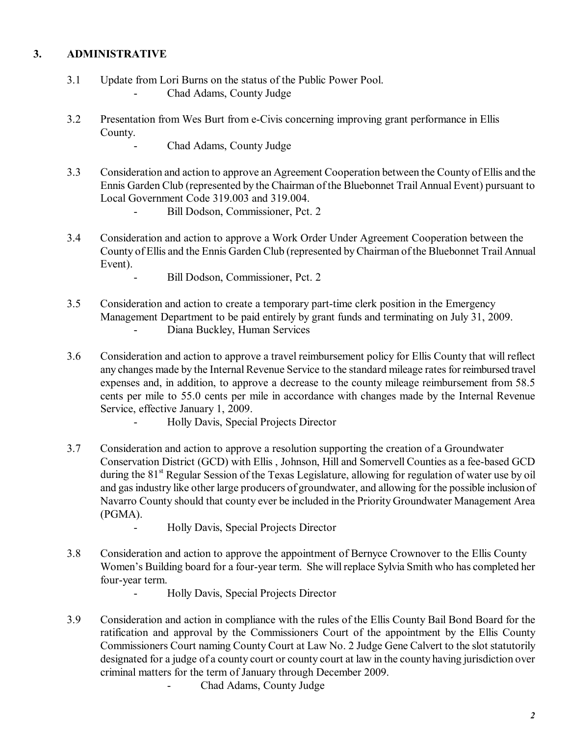## 3. ADMINISTRATIVE

3.1 Update from Lori Burns on the status of the Public Power Pool.
- Chad Adams, County Judge

3.2 Presentation from Wes Burt from e-Civis concerning improving grant performance in Ellis County.
- Chad Adams, County Judge

3.3 Consideration and action to approve an Agreement Cooperation between the County of Ellis and the Ennis Garden Club (represented by the Chairman of the Bluebonnet Trail Annual Event) pursuant to Local Government Code 319.003 and 319.004.
- Bill Dodson, Commissioner, Pct. 2

3.4 Consideration and action to approve a Work Order Under Agreement Cooperation between the County of Ellis and the Ennis Garden Club (represented by Chairman of the Bluebonnet Trail Annual Event).
- Bill Dodson, Commissioner, Pct. 2

3.5 Consideration and action to create a temporary part-time clerk position in the Emergency Management Department to be paid entirely by grant funds and terminating on July 31, 2009.
- Diana Buckley, Human Services

3.6 Consideration and action to approve a travel reimbursement policy for Ellis County that will reflect any changes made by the Internal Revenue Service to the standard mileage rates for reimbursed travel expenses and, in addition, to approve a decrease to the county mileage reimbursement from 58.5 cents per mile to 55.0 cents per mile in accordance with changes made by the Internal Revenue Service, effective January 1, 2009.
- Holly Davis, Special Projects Director

3.7 Consideration and action to approve a resolution supporting the creation of a Groundwater Conservation District (GCD) with Ellis , Johnson, Hill and Somervell Counties as a fee-based GCD during the 81st Regular Session of the Texas Legislature, allowing for regulation of water use by oil and gas industry like other large producers of groundwater, and allowing for the possible inclusion of Navarro County should that county ever be included in the Priority Groundwater Management Area (PGMA).
- Holly Davis, Special Projects Director

3.8 Consideration and action to approve the appointment of Bernyce Crownover to the Ellis County Women's Building board for a four-year term. She will replace Sylvia Smith who has completed her four-year term.
- Holly Davis, Special Projects Director

3.9 Consideration and action in compliance with the rules of the Ellis County Bail Bond Board for the ratification and approval by the Commissioners Court of the appointment by the Ellis County Commissioners Court naming County Court at Law No. 2 Judge Gene Calvert to the slot statutorily designated for a judge of a county court or county court at law in the county having jurisdiction over criminal matters for the term of January through December 2009.
- Chad Adams, County Judge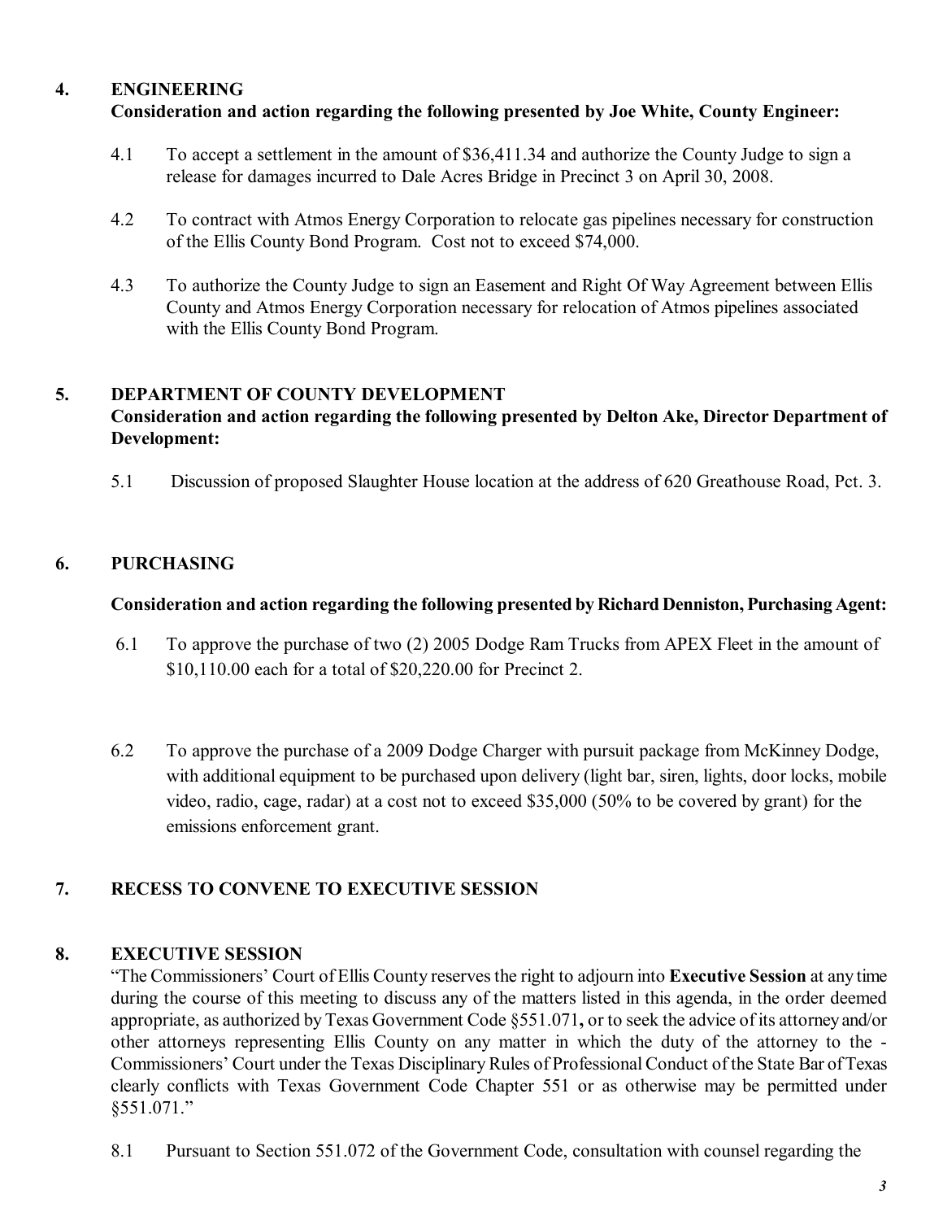## 4. ENGINEERING

**Consideration and action regarding the following presented by Joe White, County Engineer:**

4.1 To accept a settlement in the amount of $36,411.34 and authorize the County Judge to sign a release for damages incurred to Dale Acres Bridge in Precinct 3 on April 30, 2008.

4.2 To contract with Atmos Energy Corporation to relocate gas pipelines necessary for construction of the Ellis County Bond Program. Cost not to exceed $74,000.

4.3 To authorize the County Judge to sign an Easement and Right Of Way Agreement between Ellis County and Atmos Energy Corporation necessary for relocation of Atmos pipelines associated with the Ellis County Bond Program.

## 5. DEPARTMENT OF COUNTY DEVELOPMENT

**Consideration and action regarding the following presented by Delton Ake, Director Department of Development:**

5.1 Discussion of proposed Slaughter House location at the address of 620 Greathouse Road, Pct. 3.

## 6. PURCHASING

**Consideration and action regarding the following presented by Richard Denniston, Purchasing Agent:**

6.1 To approve the purchase of two (2) 2005 Dodge Ram Trucks from APEX Fleet in the amount of $10,110.00 each for a total of $20,220.00 for Precinct 2.

6.2 To approve the purchase of a 2009 Dodge Charger with pursuit package from McKinney Dodge, with additional equipment to be purchased upon delivery (light bar, siren, lights, door locks, mobile video, radio, cage, radar) at a cost not to exceed $35,000 (50% to be covered by grant) for the emissions enforcement grant.

## 7. RECESS TO CONVENE TO EXECUTIVE SESSION

## 8. EXECUTIVE SESSION

"The Commissioners' Court of Ellis County reserves the right to adjourn into **Executive Session** at any time during the course of this meeting to discuss any of the matters listed in this agenda, in the order deemed appropriate, as authorized by Texas Government Code §551.071**,** or to seek the advice of its attorney and/or other attorneys representing Ellis County on any matter in which the duty of the attorney to the - Commissioners' Court under the Texas Disciplinary Rules of Professional Conduct of the State Bar of Texas clearly conflicts with Texas Government Code Chapter 551 or as otherwise may be permitted under §551.071."

8.1 Pursuant to Section 551.072 of the Government Code, consultation with counsel regarding the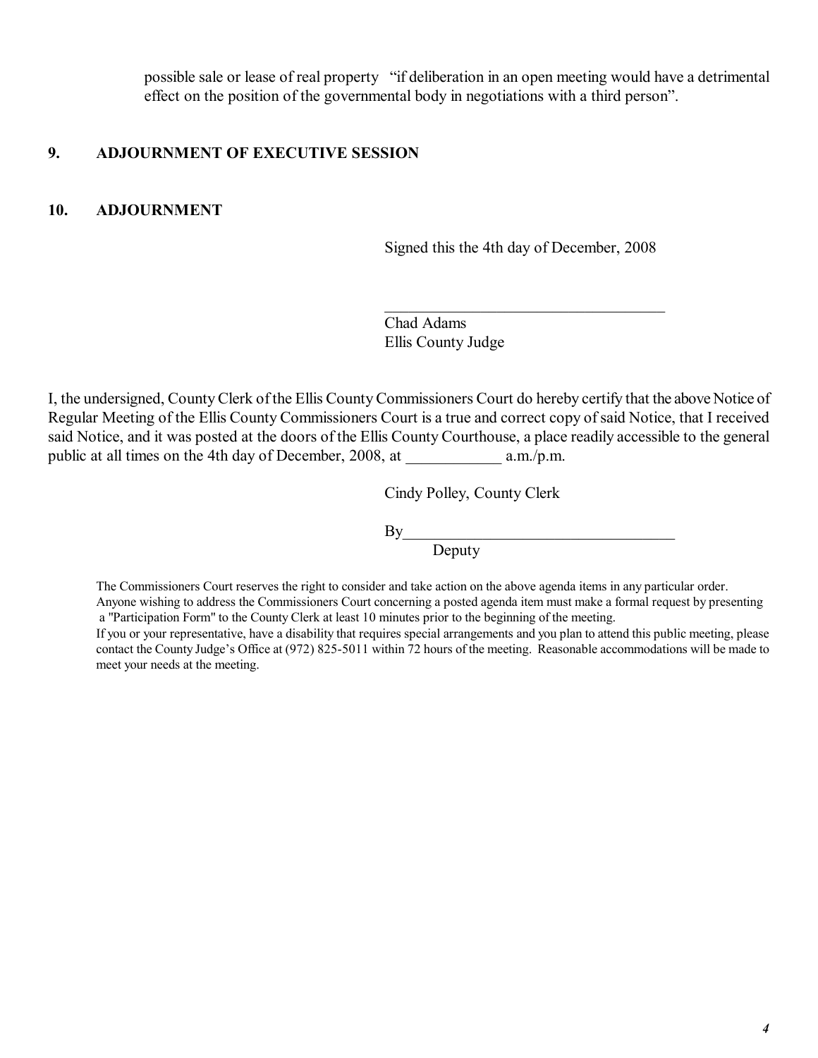possible sale or lease of real property "if deliberation in an open meeting would have a detrimental effect on the position of the governmental body in negotiations with a third person".

## 9. ADJOURNMENT OF EXECUTIVE SESSION

## 10. ADJOURNMENT

Signed this the 4th day of December, 2008

\_\_\_\_\_\_\_\_\_\_\_\_\_\_\_\_\_\_\_\_\_\_\_\_\_\_\_\_\_\_\_\_\_\_\_\_

Chad Adams
Ellis County Judge

I, the undersigned, County Clerk of the Ellis County Commissioners Court do hereby certify that the above Notice of Regular Meeting of the Ellis County Commissioners Court is a true and correct copy of said Notice, that I received said Notice, and it was posted at the doors of the Ellis County Courthouse, a place readily accessible to the general public at all times on the 4th day of December, 2008, at \_\_\_\_\_\_\_\_\_\_\_\_ a.m./p.m.

Cindy Polley, County Clerk

By\_\_\_\_\_\_\_\_\_\_\_\_\_\_\_\_\_\_\_\_\_\_\_\_\_\_\_\_\_\_\_\_\_\_
Deputy

The Commissioners Court reserves the right to consider and take action on the above agenda items in any particular order.
Anyone wishing to address the Commissioners Court concerning a posted agenda item must make a formal request by presenting a "Participation Form" to the County Clerk at least 10 minutes prior to the beginning of the meeting.
If you or your representative, have a disability that requires special arrangements and you plan to attend this public meeting, please contact the County Judge's Office at (972) 825-5011 within 72 hours of the meeting. Reasonable accommodations will be made to meet your needs at the meeting.